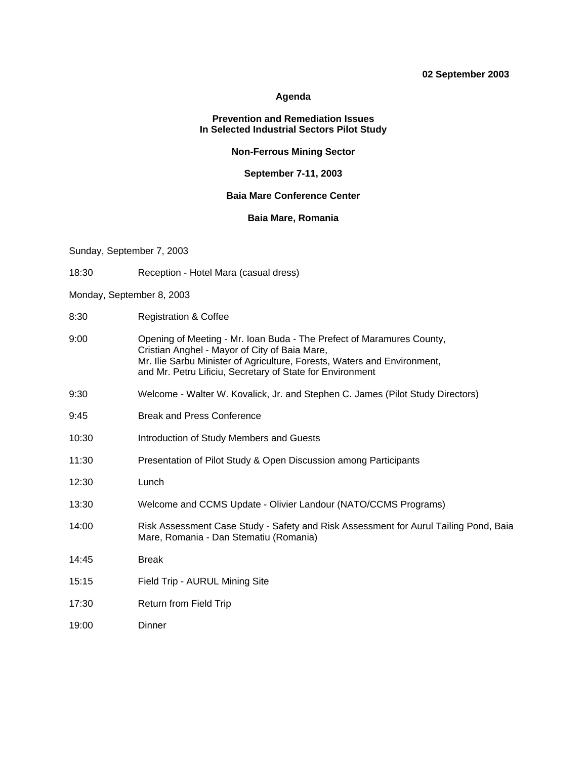**02 September 2003**

# Agenda

## Prevention and Remediation Issues In Selected Industrial Sectors Pilot Study

## Non-Ferrous Mining Sector

**September 7-11, 2003**

**Baia Mare Conference Center**

**Baia Mare, Romania**

Sunday, September 7, 2003

| | |
|---|---|
| 18:30 | Reception - Hotel Mara (casual dress) |

Monday, September 8, 2003

| | |
|---|---|
| 8:30 | Registration & Coffee |
| 9:00 | Opening of Meeting - Mr. Ioan Buda - The Prefect of Maramures County, Cristian Anghel - Mayor of City of Baia Mare, Mr. Ilie Sarbu Minister of Agriculture, Forests, Waters and Environment, and Mr. Petru Lificiu, Secretary of State for Environment |
| 9:30 | Welcome - Walter W. Kovalick, Jr. and Stephen C. James (Pilot Study Directors) |
| 9:45 | Break and Press Conference |
| 10:30 | Introduction of Study Members and Guests |
| 11:30 | Presentation of Pilot Study & Open Discussion among Participants |
| 12:30 | Lunch |
| 13:30 | Welcome and CCMS Update - Olivier Landour (NATO/CCMS Programs) |
| 14:00 | Risk Assessment Case Study - Safety and Risk Assessment for Aurul Tailing Pond, Baia Mare, Romania - Dan Stematiu (Romania) |
| 14:45 | Break |
| 15:15 | Field Trip - AURUL Mining Site |
| 17:30 | Return from Field Trip |
| 19:00 | Dinner |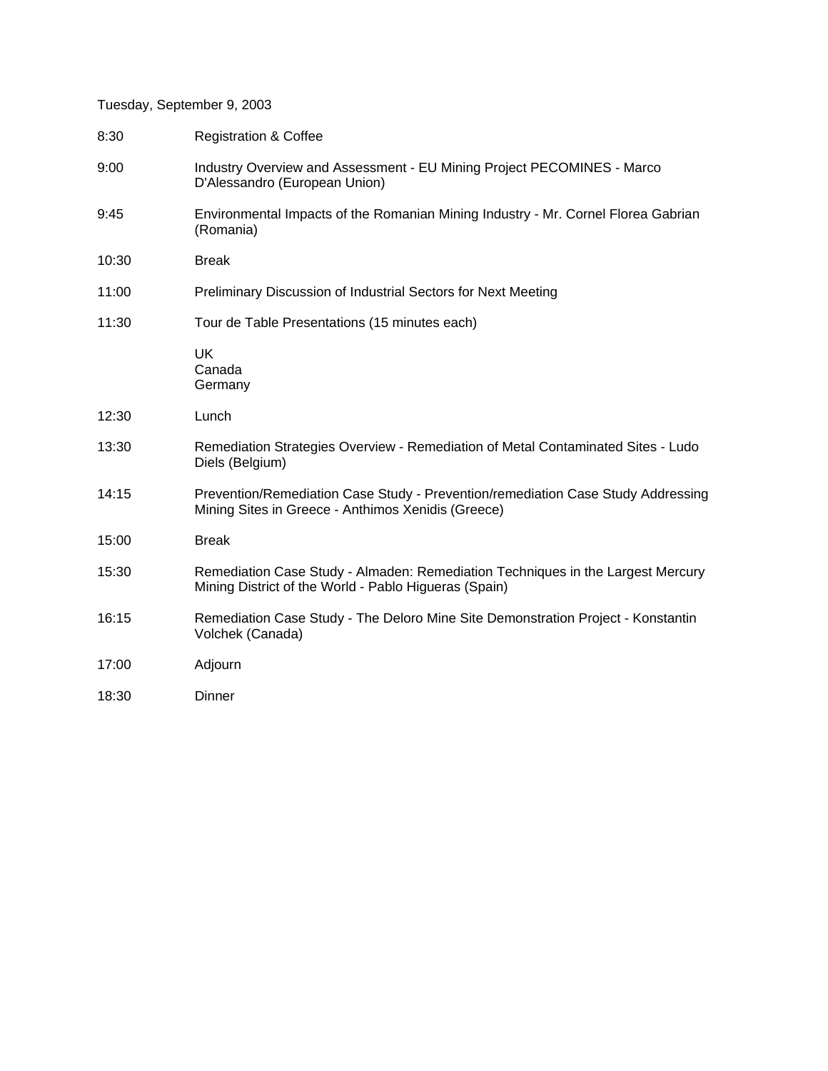Tuesday, September 9, 2003

| | |
|---|---|
| 8:30 | Registration & Coffee |
| 9:00 | Industry Overview and Assessment - EU Mining Project PECOMINES - Marco D'Alessandro (European Union) |
| 9:45 | Environmental Impacts of the Romanian Mining Industry - Mr. Cornel Florea Gabrian (Romania) |
| 10:30 | Break |
| 11:00 | Preliminary Discussion of Industrial Sectors for Next Meeting |
| 11:30 | Tour de Table Presentations (15 minutes each)<br><br>UK<br>Canada<br>Germany |
| 12:30 | Lunch |
| 13:30 | Remediation Strategies Overview - Remediation of Metal Contaminated Sites - Ludo Diels (Belgium) |
| 14:15 | Prevention/Remediation Case Study - Prevention/remediation Case Study Addressing Mining Sites in Greece - Anthimos Xenidis (Greece) |
| 15:00 | Break |
| 15:30 | Remediation Case Study - Almaden: Remediation Techniques in the Largest Mercury Mining District of the World - Pablo Higueras (Spain) |
| 16:15 | Remediation Case Study - The Deloro Mine Site Demonstration Project - Konstantin Volchek (Canada) |
| 17:00 | Adjourn |
| 18:30 | Dinner |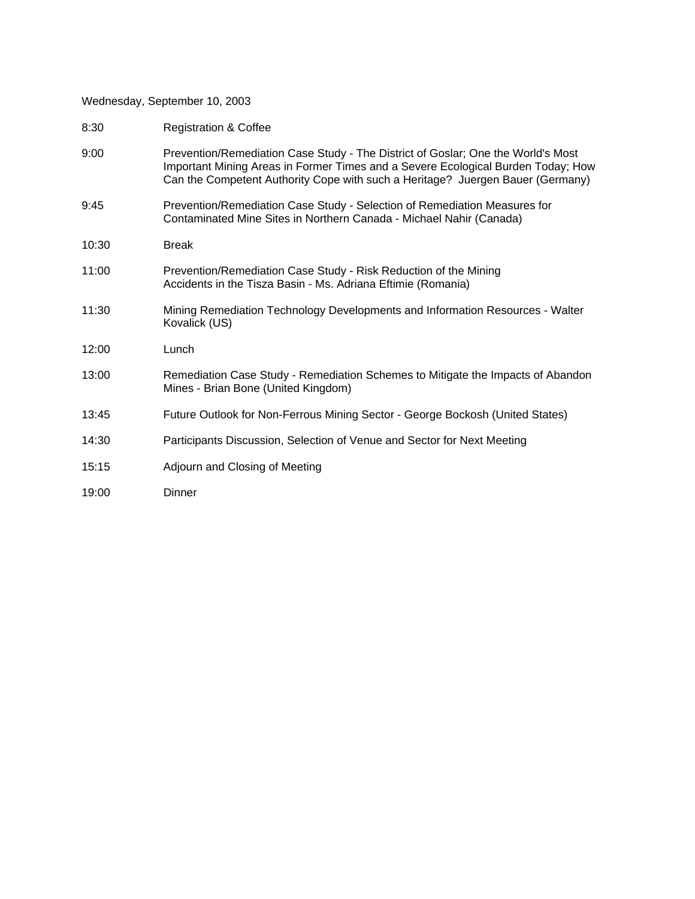Wednesday, September 10, 2003

| | |
|---|---|
| 8:30 | Registration & Coffee |
| 9:00 | Prevention/Remediation Case Study - The District of Goslar; One the World's Most Important Mining Areas in Former Times and a Severe Ecological Burden Today; How Can the Competent Authority Cope with such a Heritage?  Juergen Bauer (Germany) |
| 9:45 | Prevention/Remediation Case Study - Selection of Remediation Measures for Contaminated Mine Sites in Northern Canada - Michael Nahir (Canada) |
| 10:30 | Break |
| 11:00 | Prevention/Remediation Case Study - Risk Reduction of the Mining Accidents in the Tisza Basin - Ms. Adriana Eftimie (Romania) |
| 11:30 | Mining Remediation Technology Developments and Information Resources - Walter Kovalick (US) |
| 12:00 | Lunch |
| 13:00 | Remediation Case Study - Remediation Schemes to Mitigate the Impacts of Abandon Mines - Brian Bone (United Kingdom) |
| 13:45 | Future Outlook for Non-Ferrous Mining Sector - George Bockosh (United States) |
| 14:30 | Participants Discussion, Selection of Venue and Sector for Next Meeting |
| 15:15 | Adjourn and Closing of Meeting |
| 19:00 | Dinner |